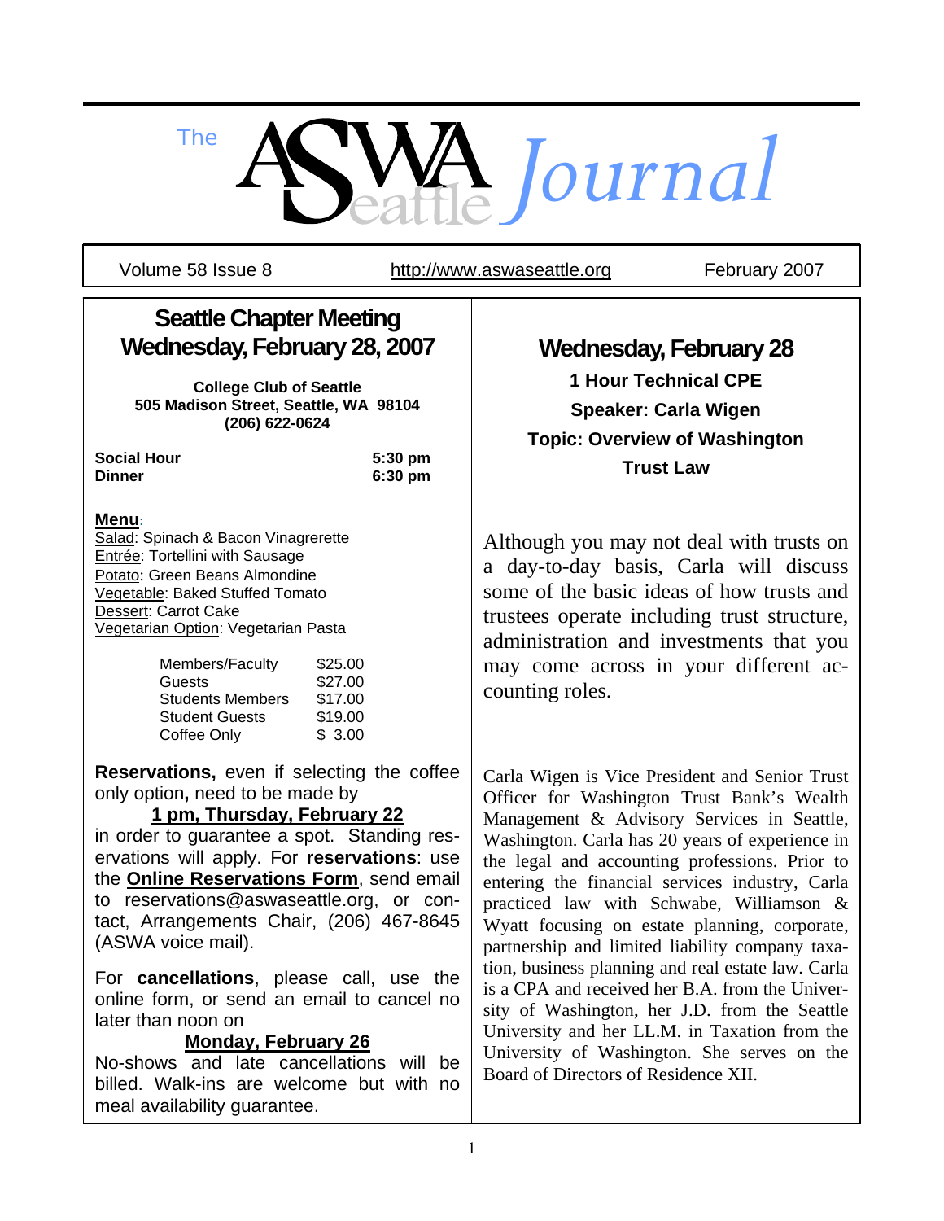# The ASWA Seattle *Journal*

Volume 58 Issue 8 | http://www.aswaseattle.org | February 2007

## Seattle Chapter Meeting Wednesday, February 28, 2007

**College Club of Seattle**
**505 Madison Street, Seattle, WA 98104**
**(206) 622-0624**

| | |
|---|---|
| **Social Hour** | **5:30 pm** |
| **Dinner** | **6:30 pm** |

**Menu**:
Salad: Spinach & Bacon Vinagrerette
Entrée: Tortellini with Sausage
Potato: Green Beans Almondine
Vegetable: Baked Stuffed Tomato
Dessert: Carrot Cake
Vegetarian Option: Vegetarian Pasta

| | |
|---|---|
| Members/Faculty | $25.00 |
| Guests | $27.00 |
| Students Members | $17.00 |
| Student Guests | $19.00 |
| Coffee Only | $ 3.00 |

**Reservations,** even if selecting the coffee only option**,** need to be made by **1 pm, Thursday, February 22** in order to guarantee a spot. Standing reservations will apply. For **reservations**: use the **Online Reservations Form**, send email to reservations@aswaseattle.org, or contact, Arrangements Chair, (206) 467-8645 (ASWA voice mail).

For **cancellations**, please call, use the online form, or send an email to cancel no later than noon on **Monday, February 26**

No-shows and late cancellations will be billed. Walk-ins are welcome but with no meal availability guarantee.

## Wednesday, February 28

**1 Hour Technical CPE**
**Speaker: Carla Wigen**
**Topic: Overview of Washington Trust Law**

Although you may not deal with trusts on a day-to-day basis, Carla will discuss some of the basic ideas of how trusts and trustees operate including trust structure, administration and investments that you may come across in your different accounting roles.

Carla Wigen is Vice President and Senior Trust Officer for Washington Trust Bank's Wealth Management & Advisory Services in Seattle, Washington. Carla has 20 years of experience in the legal and accounting professions. Prior to entering the financial services industry, Carla practiced law with Schwabe, Williamson & Wyatt focusing on estate planning, corporate, partnership and limited liability company taxation, business planning and real estate law. Carla is a CPA and received her B.A. from the University of Washington, her J.D. from the Seattle University and her LL.M. in Taxation from the University of Washington. She serves on the Board of Directors of Residence XII.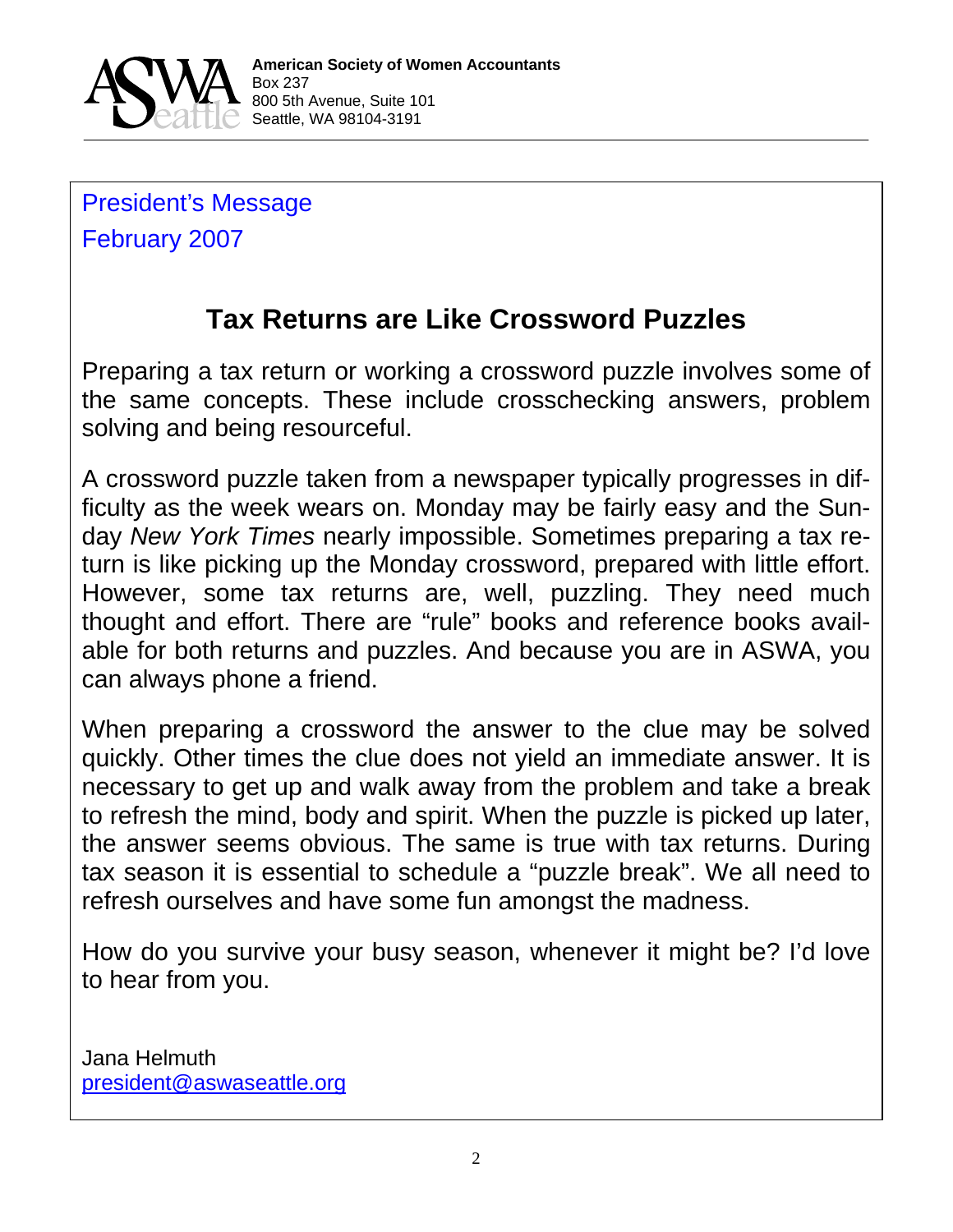**American Society of Women Accountants**
Box 237
800 5th Avenue, Suite 101
Seattle, WA 98104-3191

President's Message
February 2007

## Tax Returns are Like Crossword Puzzles

Preparing a tax return or working a crossword puzzle involves some of the same concepts. These include crosschecking answers, problem solving and being resourceful.

A crossword puzzle taken from a newspaper typically progresses in difficulty as the week wears on. Monday may be fairly easy and the Sunday *New York Times* nearly impossible. Sometimes preparing a tax return is like picking up the Monday crossword, prepared with little effort. However, some tax returns are, well, puzzling. They need much thought and effort. There are "rule" books and reference books available for both returns and puzzles. And because you are in ASWA, you can always phone a friend.

When preparing a crossword the answer to the clue may be solved quickly. Other times the clue does not yield an immediate answer. It is necessary to get up and walk away from the problem and take a break to refresh the mind, body and spirit. When the puzzle is picked up later, the answer seems obvious. The same is true with tax returns. During tax season it is essential to schedule a "puzzle break". We all need to refresh ourselves and have some fun amongst the madness.

How do you survive your busy season, whenever it might be? I'd love to hear from you.

Jana Helmuth
president@aswaseattle.org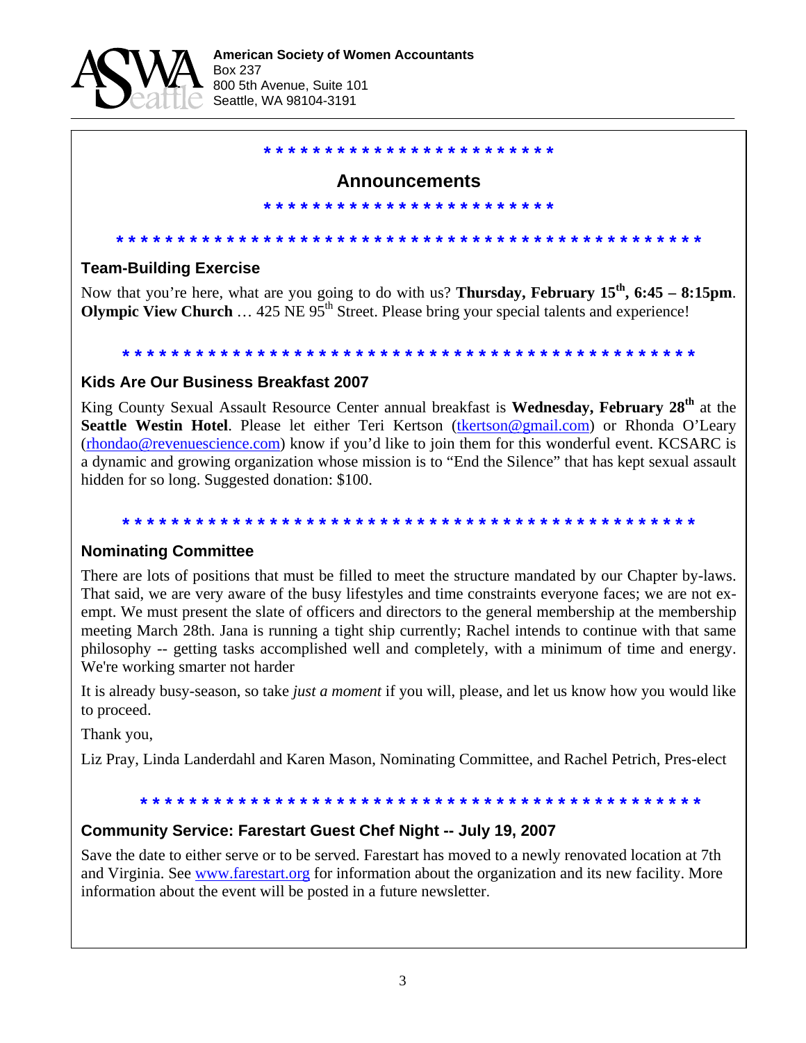**American Society of Women Accountants**
Box 237
800 5th Avenue, Suite 101
Seattle, WA 98104-3191

* * * * * * * * * * * * * * * * * * * * * * * *

## Announcements

* * * * * * * * * * * * * * * * * * * * * * * *

* * * * * * * * * * * * * * * * * * * * * * * * * * * * * * * * * * * * * * * * * * * * * * * *

### Team-Building Exercise

Now that you're here, what are you going to do with us? **Thursday, February 15th, 6:45 – 8:15pm**. **Olympic View Church** … 425 NE 95th Street. Please bring your special talents and experience!

* * * * * * * * * * * * * * * * * * * * * * * * * * * * * * * * * * * * * * * * * * * * * * * *

### Kids Are Our Business Breakfast 2007

King County Sexual Assault Resource Center annual breakfast is **Wednesday, February 28th** at the **Seattle Westin Hotel**. Please let either Teri Kertson (tkertson@gmail.com) or Rhonda O'Leary (rhondao@revenuescience.com) know if you'd like to join them for this wonderful event. KCSARC is a dynamic and growing organization whose mission is to "End the Silence" that has kept sexual assault hidden for so long. Suggested donation: $100.

* * * * * * * * * * * * * * * * * * * * * * * * * * * * * * * * * * * * * * * * * * * * * * * *

### Nominating Committee

There are lots of positions that must be filled to meet the structure mandated by our Chapter by-laws. That said, we are very aware of the busy lifestyles and time constraints everyone faces; we are not exempt. We must present the slate of officers and directors to the general membership at the membership meeting March 28th. Jana is running a tight ship currently; Rachel intends to continue with that same philosophy -- getting tasks accomplished well and completely, with a minimum of time and energy. We're working smarter not harder

It is already busy-season, so take *just a moment* if you will, please, and let us know how you would like to proceed.

Thank you,

Liz Pray, Linda Landerdahl and Karen Mason, Nominating Committee, and Rachel Petrich, Pres-elect

* * * * * * * * * * * * * * * * * * * * * * * * * * * * * * * * * * * * * * * * * * * * * * * *

### Community Service: Farestart Guest Chef Night -- July 19, 2007

Save the date to either serve or to be served. Farestart has moved to a newly renovated location at 7th and Virginia. See www.farestart.org for information about the organization and its new facility. More information about the event will be posted in a future newsletter.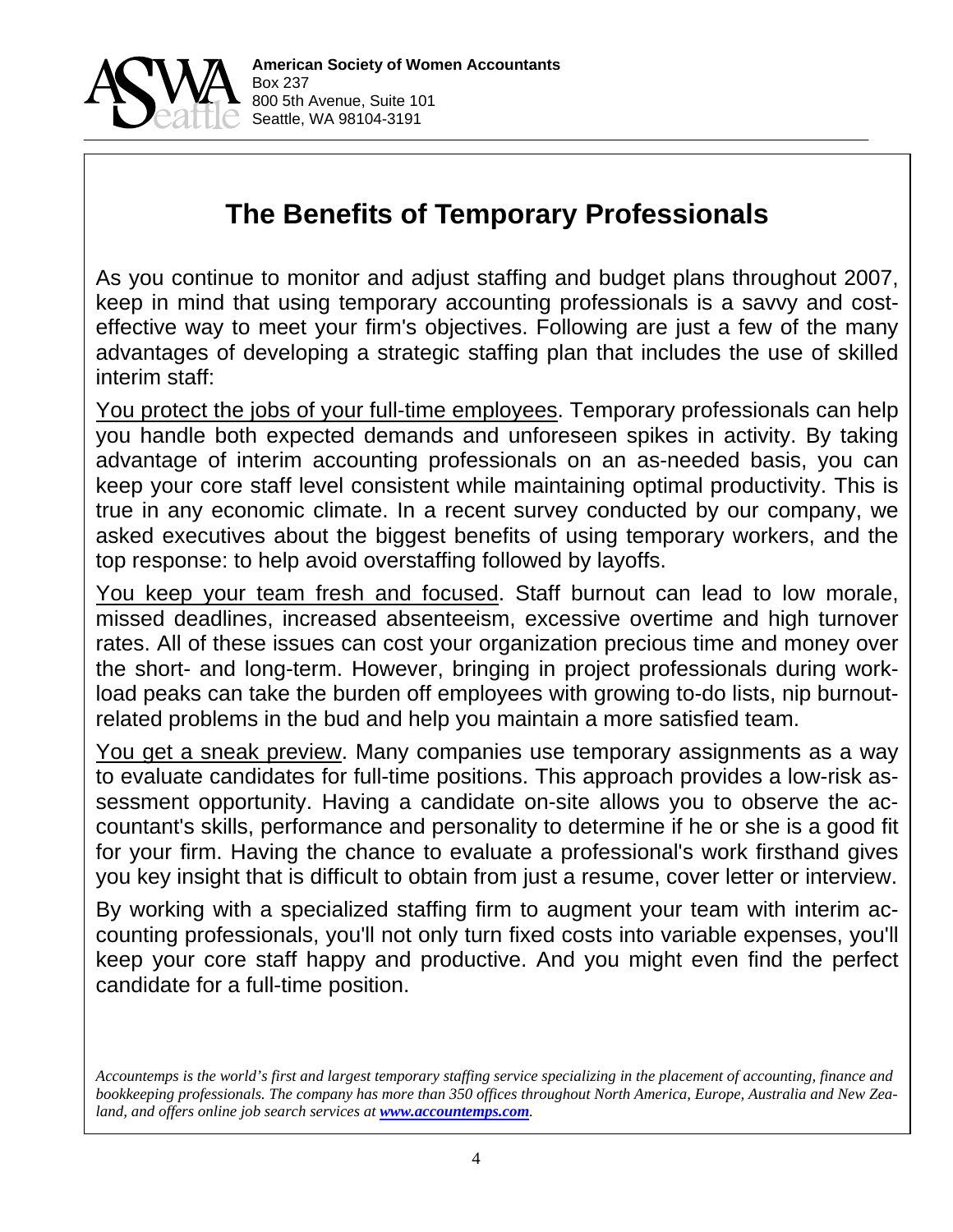**American Society of Women Accountants**
Box 237
800 5th Avenue, Suite 101
Seattle, WA 98104-3191

# The Benefits of Temporary Professionals

As you continue to monitor and adjust staffing and budget plans throughout 2007, keep in mind that using temporary accounting professionals is a savvy and cost-effective way to meet your firm's objectives. Following are just a few of the many advantages of developing a strategic staffing plan that includes the use of skilled interim staff:

<u>You protect the jobs of your full-time employees</u>. Temporary professionals can help you handle both expected demands and unforeseen spikes in activity. By taking advantage of interim accounting professionals on an as-needed basis, you can keep your core staff level consistent while maintaining optimal productivity. This is true in any economic climate. In a recent survey conducted by our company, we asked executives about the biggest benefits of using temporary workers, and the top response: to help avoid overstaffing followed by layoffs.

<u>You keep your team fresh and focused</u>. Staff burnout can lead to low morale, missed deadlines, increased absenteeism, excessive overtime and high turnover rates. All of these issues can cost your organization precious time and money over the short- and long-term. However, bringing in project professionals during workload peaks can take the burden off employees with growing to-do lists, nip burnout-related problems in the bud and help you maintain a more satisfied team.

<u>You get a sneak preview</u>. Many companies use temporary assignments as a way to evaluate candidates for full-time positions. This approach provides a low-risk assessment opportunity. Having a candidate on-site allows you to observe the accountant's skills, performance and personality to determine if he or she is a good fit for your firm. Having the chance to evaluate a professional's work firsthand gives you key insight that is difficult to obtain from just a resume, cover letter or interview.

By working with a specialized staffing firm to augment your team with interim accounting professionals, you'll not only turn fixed costs into variable expenses, you'll keep your core staff happy and productive. And you might even find the perfect candidate for a full-time position.

*Accountemps is the world's first and largest temporary staffing service specializing in the placement of accounting, finance and bookkeeping professionals. The company has more than 350 offices throughout North America, Europe, Australia and New Zealand, and offers online job search services at [www.accountemps.com](http://www.accountemps.com).*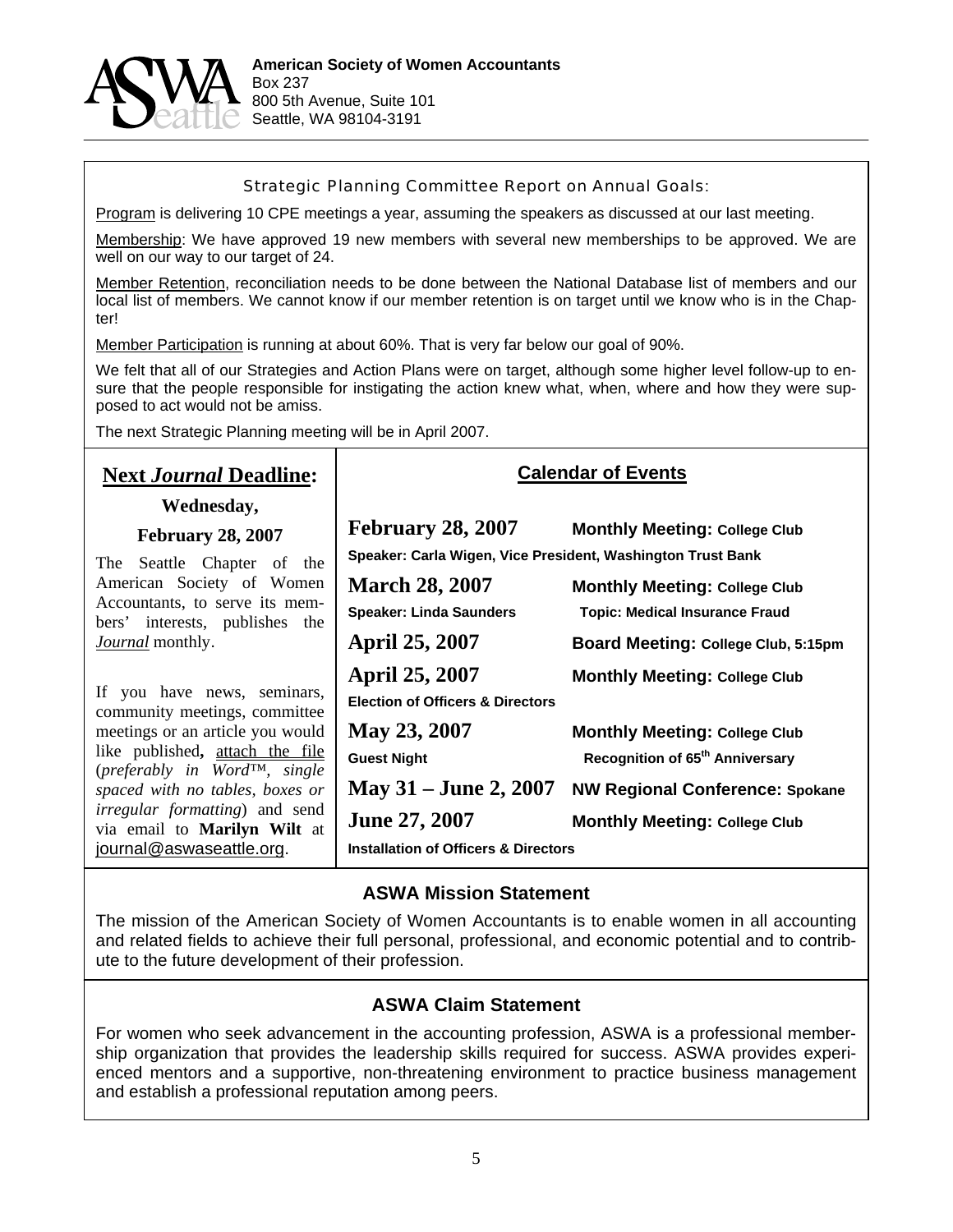**American Society of Women Accountants**
Box 237
800 5th Avenue, Suite 101
Seattle, WA 98104-3191

### Strategic Planning Committee Report on Annual Goals:

Program is delivering 10 CPE meetings a year, assuming the speakers as discussed at our last meeting.

Membership: We have approved 19 new members with several new memberships to be approved. We are well on our way to our target of 24.

Member Retention, reconciliation needs to be done between the National Database list of members and our local list of members. We cannot know if our member retention is on target until we know who is in the Chapter!

Member Participation is running at about 60%. That is very far below our goal of 90%.

We felt that all of our Strategies and Action Plans were on target, although some higher level follow-up to ensure that the people responsible for instigating the action knew what, when, where and how they were supposed to act would not be amiss.

The next Strategic Planning meeting will be in April 2007.

## Next *Journal* Deadline:

**Wednesday,**

**February 28, 2007**

The Seattle Chapter of the American Society of Women Accountants, to serve its members' interests, publishes the *Journal* monthly.

If you have news, seminars, community meetings, committee meetings or an article you would like published**,** attach the file (*preferably in Word™, single spaced with no tables, boxes or irregular formatting*) and send via email to **Marilyn Wilt** at journal@aswaseattle.org.

## Calendar of Events

**February 28, 2007** — **Monthly Meeting: College Club**
**Speaker: Carla Wigen, Vice President, Washington Trust Bank**

**March 28, 2007** — **Monthly Meeting: College Club**
**Speaker: Linda Saunders** — **Topic: Medical Insurance Fraud**

**April 25, 2007** — **Board Meeting: College Club, 5:15pm**

**April 25, 2007** — **Monthly Meeting: College Club**
**Election of Officers & Directors**

**May 23, 2007** — **Monthly Meeting: College Club**
**Guest Night** — **Recognition of 65th Anniversary**

**May 31 – June 2, 2007** — **NW Regional Conference: Spokane**

**June 27, 2007** — **Monthly Meeting: College Club**
**Installation of Officers & Directors**

## ASWA Mission Statement

The mission of the American Society of Women Accountants is to enable women in all accounting and related fields to achieve their full personal, professional, and economic potential and to contribute to the future development of their profession.

## ASWA Claim Statement

For women who seek advancement in the accounting profession, ASWA is a professional membership organization that provides the leadership skills required for success. ASWA provides experienced mentors and a supportive, non-threatening environment to practice business management and establish a professional reputation among peers.